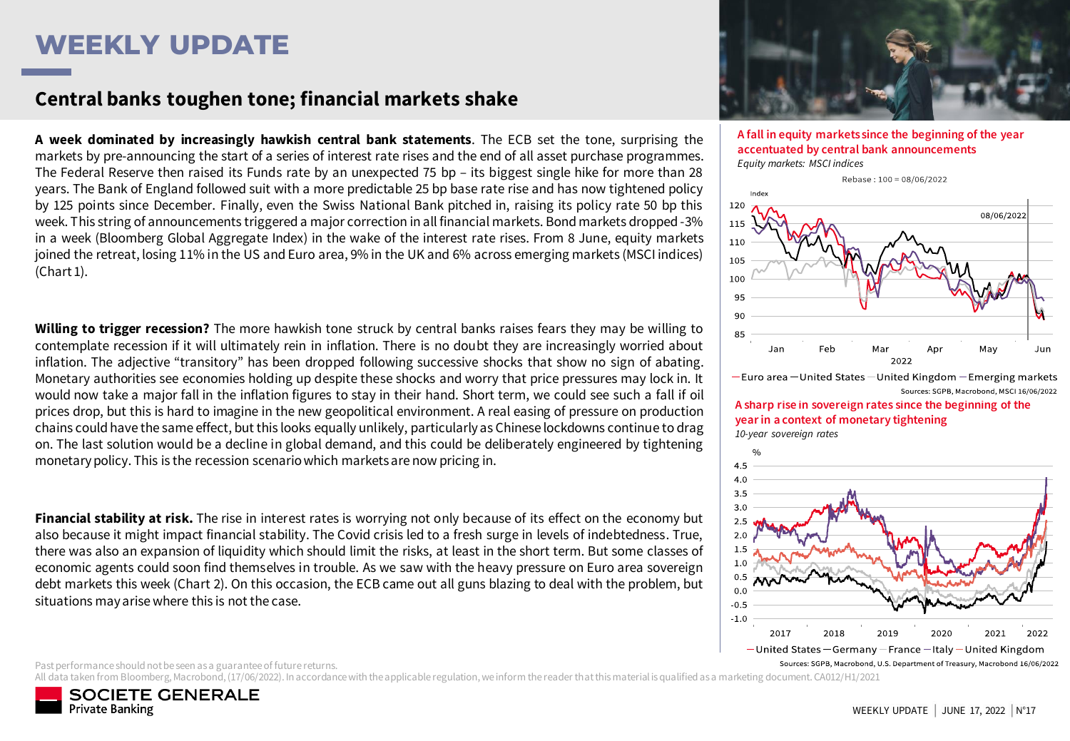# WEEKLY UPDATE

## Central banks toughen tone; financial markets shake

**A week dominated by increasingly hawkish central bank statements**. The ECB set the tone, surprising the markets by pre-announcing the start of a series of interest rate rises and the end of all asset purchase programmes. The Federal Reserve then raised its Funds rate by an unexpected 75 bp – its biggest single hike for more than 28 years. The Bank of England followed suit with a more predictable 25 bp base rate rise and has now tightened policy by 125 points since December. Finally, even the Swiss National Bank pitched in, raising its policy rate 50 bp this week. This string of announcements triggered a major correction in all financial markets. Bond markets dropped -3% in a week (Bloomberg Global Aggregate Index) in the wake of the interest rate rises. From 8 June, equity markets joined the retreat, losing 11% in the US and Euro area, 9% in the UK and 6% across emerging markets (MSCI indices) (Chart 1).

**Willing to trigger recession?** The more hawkish tone struck by central banks raises fears they may be willing to contemplate recession if it will ultimately rein in inflation. There is no doubt they are increasingly worried about inflation. The adjective "transitory" has been dropped following successive shocks that show no sign of abating. Monetary authorities see economies holding up despite these shocks and worry that price pressures may lock in. It would now take a major fall in the inflation figures to stay in their hand. Short term, we could see such a fall if oil prices drop, but this is hard to imagine in the new geopolitical environment. A real easing of pressure on production chains could have the same effect, but this looks equally unlikely, particularly as Chinese lockdowns continue to drag on. The last solution would be a decline in global demand, and this could be deliberately engineered by tightening monetary policy. This is the recession scenario which markets are now pricing in.

**Financial stability at risk.** The rise in interest rates is worrying not only because of its effect on the economy but also because it might impact financial stability. The Covid crisis led to a fresh surge in levels of indebtedness. True, there was also an expansion of liquidity which should limit the risks, at least in the short term. But some classes of economic agents could soon find themselves in trouble. As we saw with the heavy pressure on Euro area sovereign debt markets this week (Chart 2). On this occasion, the ECB came out all guns blazing to deal with the problem, but situations may arise where this is not the case.

**A fall in equity markets since the beginning of the year accentuated by central bank announcements**

*Equity markets: MSCI indices*

Rebase : 100 = 08/06/2022

— Euro area — United States — United Kingdom — Emerging markets

Sources: SGPB, Macrobond, MSCI 16/06/2022

**A sharp rise in sovereign rates since the beginning of the year in a context of monetary tightening**

*10-year sovereign rates*

— United States — Germany — France — Italy — United Kingdom

Sources: SGPB, Macrobond, U.S. Department of Treasury, Macrobond 16/06/2022

Past performance should not be seen as a guarantee of future returns.

All data taken from Bloomberg, Macrobond, (17/06/2022). In accordance with the applicable regulation, we inform the reader that this material is qualified as a marketing document. CA012/H1/2021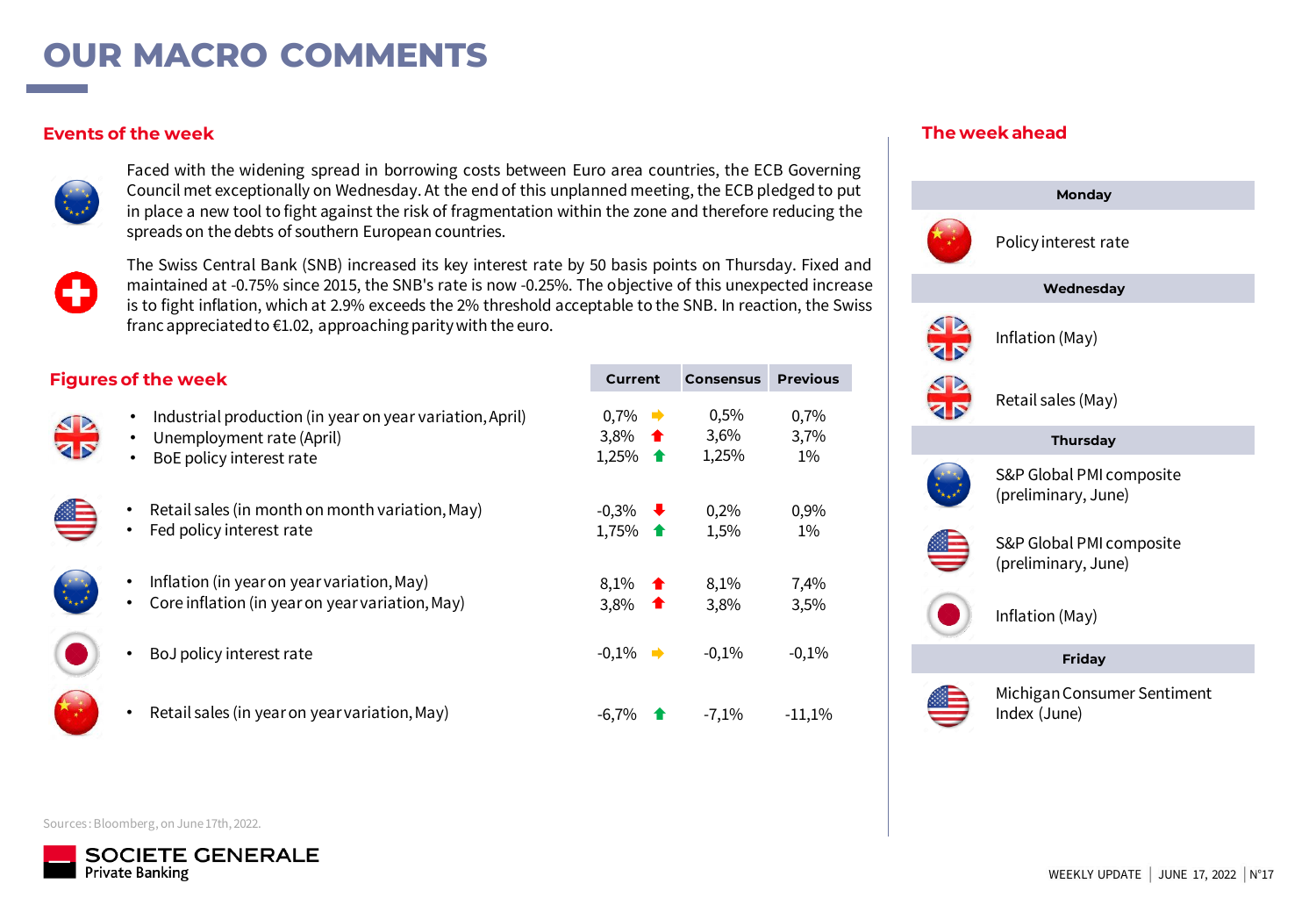# OUR MACRO COMMENTS

## Events of the week

Faced with the widening spread in borrowing costs between Euro area countries, the ECB Governing Council met exceptionally on Wednesday. At the end of this unplanned meeting, the ECB pledged to put in place a new tool to fight against the risk of fragmentation within the zone and therefore reducing the spreads on the debts of southern European countries.

The Swiss Central Bank (SNB) increased its key interest rate by 50 basis points on Thursday. Fixed and maintained at -0.75% since 2015, the SNB's rate is now -0.25%. The objective of this unexpected increase is to fight inflation, which at 2.9% exceeds the 2% threshold acceptable to the SNB. In reaction, the Swiss franc appreciated to €1.02, approaching parity with the euro.

## Figures of the week

| Country | Indicator | Current | Trend | Consensus | Previous |
|---|---|---|---|---|---|
| UK | Industrial production (in year on year variation, April) | 0,7% | → | 0,5% | 0,7% |
| UK | Unemployment rate (April) | 3,8% | ↑ | 3,6% | 3,7% |
| UK | BoE policy interest rate | 1,25% | ↑ | 1,25% | 1% |
| US | Retail sales (in month on month variation, May) | -0,3% | ↓ | 0,2% | 0,9% |
| US | Fed policy interest rate | 1,75% | ↑ | 1,5% | 1% |
| Euro area | Inflation (in year on year variation, May) | 8,1% | ↑ | 8,1% | 7,4% |
| Euro area | Core inflation (in year on year variation, May) | 3,8% | ↑ | 3,8% | 3,5% |
| Japan | BoJ policy interest rate | -0,1% | → | -0,1% | -0,1% |
| China | Retail sales (in year on year variation, May) | -6,7% | ↑ | -7,1% | -11,1% |

Sources: Bloomberg, on June 17th, 2022.

## The week ahead

**Monday**

- China: Policy interest rate

**Wednesday**

- UK: Inflation (May)
- UK: Retail sales (May)

**Thursday**

- Euro area: S&P Global PMI composite (preliminary, June)
- US: S&P Global PMI composite (preliminary, June)
- Japan: Inflation (May)

**Friday**

- US: Michigan Consumer Sentiment Index (June)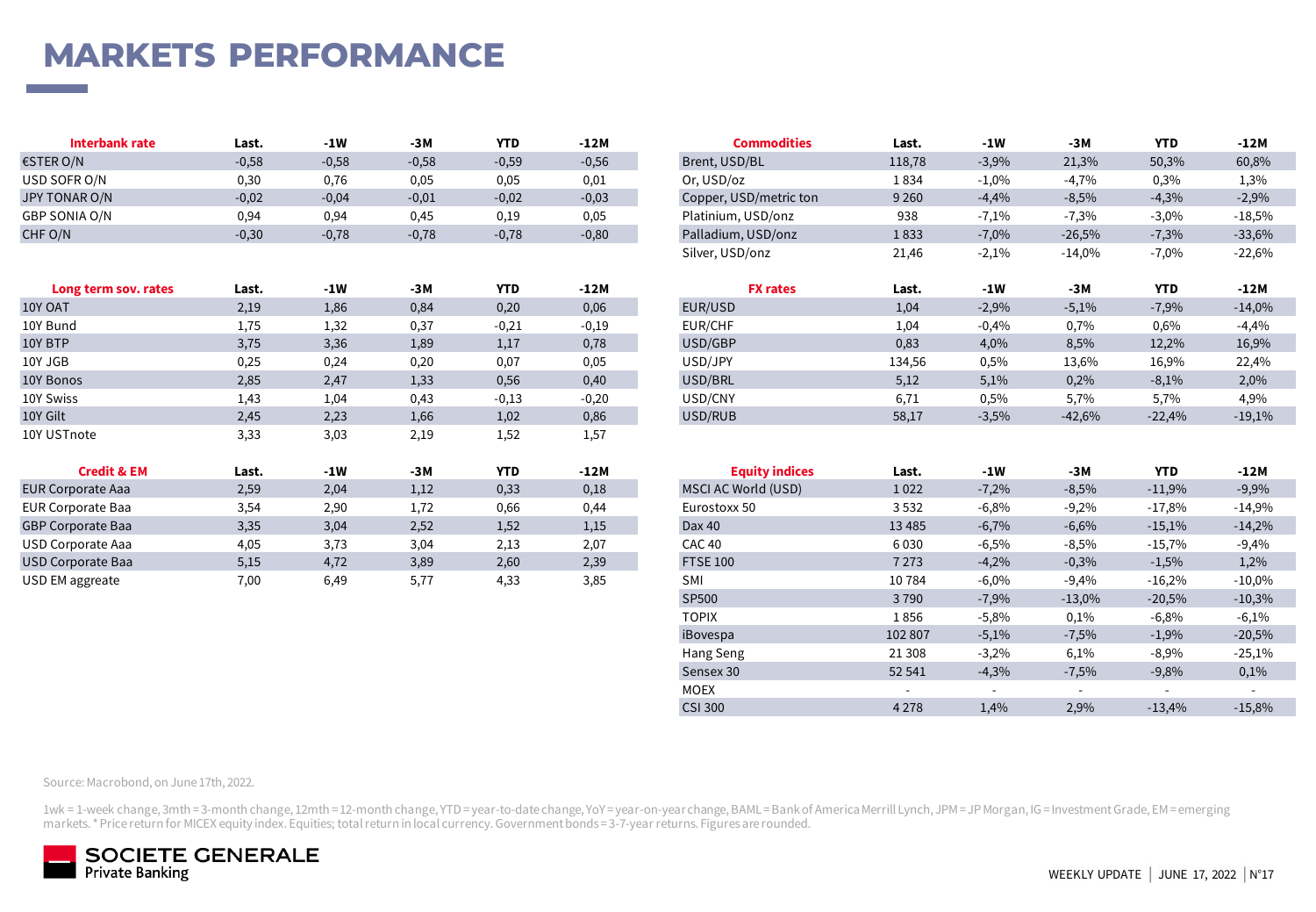# MARKETS PERFORMANCE

| Interbank rate | Last. | -1W | -3M | YTD | -12M |
|---|---|---|---|---|---|
| €STER O/N | -0,58 | -0,58 | -0,58 | -0,59 | -0,56 |
| USD SOFR O/N | 0,30 | 0,76 | 0,05 | 0,05 | 0,01 |
| JPY TONAR O/N | -0,02 | -0,04 | -0,01 | -0,02 | -0,03 |
| GBP SONIA O/N | 0,94 | 0,94 | 0,45 | 0,19 | 0,05 |
| CHF O/N | -0,30 | -0,78 | -0,78 | -0,78 | -0,80 |

| Long term sov. rates | Last. | -1W | -3M | YTD | -12M |
|---|---|---|---|---|---|
| 10Y OAT | 2,19 | 1,86 | 0,84 | 0,20 | 0,06 |
| 10Y Bund | 1,75 | 1,32 | 0,37 | -0,21 | -0,19 |
| 10Y BTP | 3,75 | 3,36 | 1,89 | 1,17 | 0,78 |
| 10Y JGB | 0,25 | 0,24 | 0,20 | 0,07 | 0,05 |
| 10Y Bonos | 2,85 | 2,47 | 1,33 | 0,56 | 0,40 |
| 10Y Swiss | 1,43 | 1,04 | 0,43 | -0,13 | -0,20 |
| 10Y Gilt | 2,45 | 2,23 | 1,66 | 1,02 | 0,86 |
| 10Y USTnote | 3,33 | 3,03 | 2,19 | 1,52 | 1,57 |

| Credit & EM | Last. | -1W | -3M | YTD | -12M |
|---|---|---|---|---|---|
| EUR Corporate Aaa | 2,59 | 2,04 | 1,12 | 0,33 | 0,18 |
| EUR Corporate Baa | 3,54 | 2,90 | 1,72 | 0,66 | 0,44 |
| GBP Corporate Baa | 3,35 | 3,04 | 2,52 | 1,52 | 1,15 |
| USD Corporate Aaa | 4,05 | 3,73 | 3,04 | 2,13 | 2,07 |
| USD Corporate Baa | 5,15 | 4,72 | 3,89 | 2,60 | 2,39 |
| USD EM aggreate | 7,00 | 6,49 | 5,77 | 4,33 | 3,85 |

| Commodities | Last. | -1W | -3M | YTD | -12M |
|---|---|---|---|---|---|
| Brent, USD/BL | 118,78 | -3,9% | 21,3% | 50,3% | 60,8% |
| Or, USD/oz | 1 834 | -1,0% | -4,7% | 0,3% | 1,3% |
| Copper, USD/metric ton | 9 260 | -4,4% | -8,5% | -4,3% | -2,9% |
| Platinium, USD/onz | 938 | -7,1% | -7,3% | -3,0% | -18,5% |
| Palladium, USD/onz | 1 833 | -7,0% | -26,5% | -7,3% | -33,6% |
| Silver, USD/onz | 21,46 | -2,1% | -14,0% | -7,0% | -22,6% |

| FX rates | Last. | -1W | -3M | YTD | -12M |
|---|---|---|---|---|---|
| EUR/USD | 1,04 | -2,9% | -5,1% | -7,9% | -14,0% |
| EUR/CHF | 1,04 | -0,4% | 0,7% | 0,6% | -4,4% |
| USD/GBP | 0,83 | 4,0% | 8,5% | 12,2% | 16,9% |
| USD/JPY | 134,56 | 0,5% | 13,6% | 16,9% | 22,4% |
| USD/BRL | 5,12 | 5,1% | 0,2% | -8,1% | 2,0% |
| USD/CNY | 6,71 | 0,5% | 5,7% | 5,7% | 4,9% |
| USD/RUB | 58,17 | -3,5% | -42,6% | -22,4% | -19,1% |

| Equity indices | Last. | -1W | -3M | YTD | -12M |
|---|---|---|---|---|---|
| MSCI AC World (USD) | 1 022 | -7,2% | -8,5% | -11,9% | -9,9% |
| Eurostoxx 50 | 3 532 | -6,8% | -9,2% | -17,8% | -14,9% |
| Dax 40 | 13 485 | -6,7% | -6,6% | -15,1% | -14,2% |
| CAC 40 | 6 030 | -6,5% | -8,5% | -15,7% | -9,4% |
| FTSE 100 | 7 273 | -4,2% | -0,3% | -1,5% | 1,2% |
| SMI | 10 784 | -6,0% | -9,4% | -16,2% | -10,0% |
| SP500 | 3 790 | -7,9% | -13,0% | -20,5% | -10,3% |
| TOPIX | 1 856 | -5,8% | 0,1% | -6,8% | -6,1% |
| iBovespa | 102 807 | -5,1% | -7,5% | -1,9% | -20,5% |
| Hang Seng | 21 308 | -3,2% | 6,1% | -8,9% | -25,1% |
| Sensex 30 | 52 541 | -4,3% | -7,5% | -9,8% | 0,1% |
| MOEX | - | - | - | - | - |
| CSI 300 | 4 278 | 1,4% | 2,9% | -13,4% | -15,8% |

Source: Macrobond, on June 17th, 2022.

1wk = 1-week change, 3mth = 3-month change, 12mth = 12-month change, YTD = year-to-date change, YoY = year-on-year change, BAML = Bank of America Merrill Lynch, JPM = JP Morgan, IG = Investment Grade, EM = emerging markets. * Price return for MICEX equity index. Equities; total return in local currency. Government bonds = 3-7-year returns. Figures are rounded.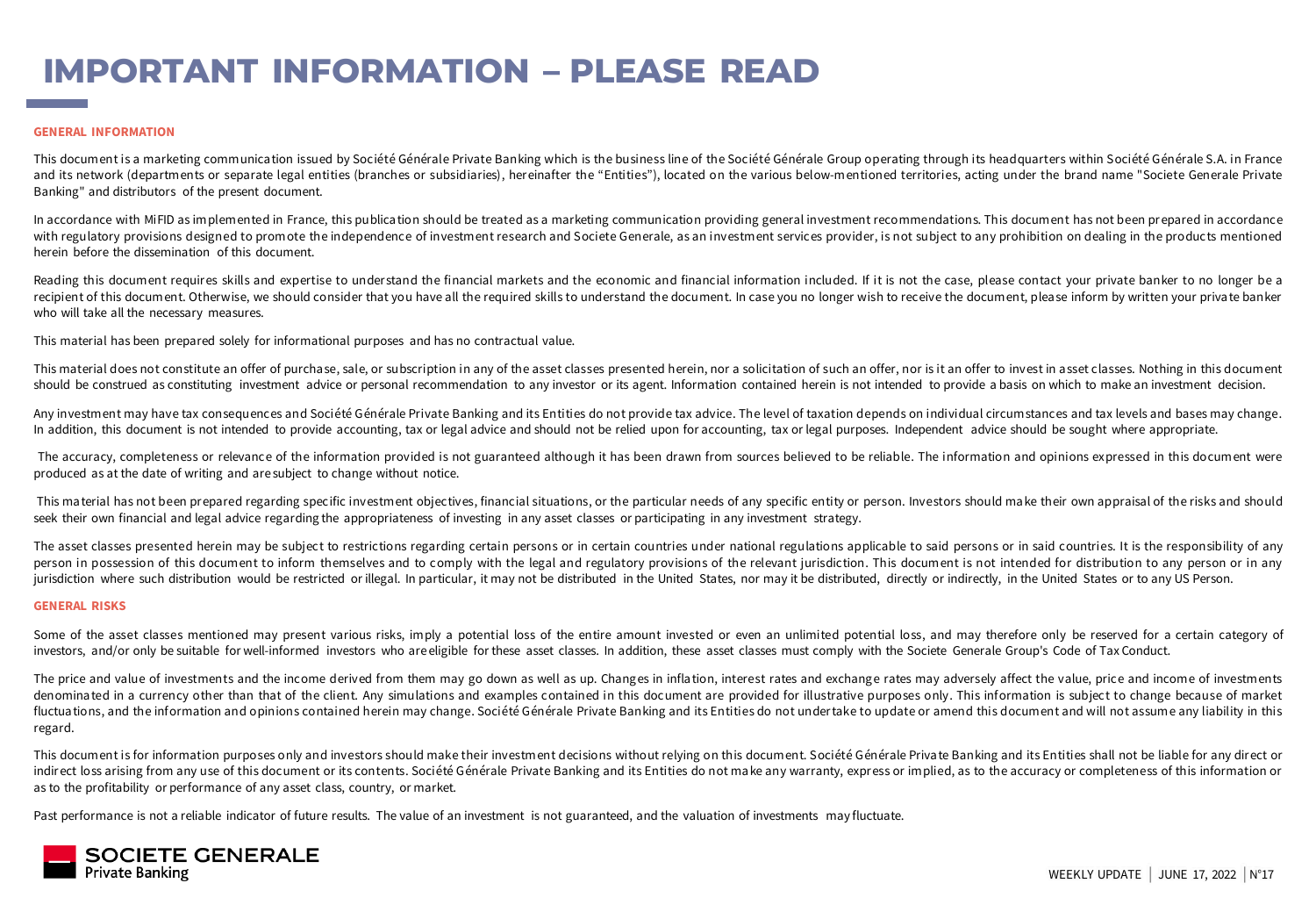# IMPORTANT INFORMATION – PLEASE READ

## GENERAL INFORMATION

This document is a marketing communication issued by Société Générale Private Banking which is the business line of the Société Générale Group operating through its headquarters within Société Générale S.A. in France and its network (departments or separate legal entities (branches or subsidiaries), hereinafter the "Entities"), located on the various below-mentioned territories, acting under the brand name "Societe Generale Private Banking" and distributors of the present document.

In accordance with MiFID as implemented in France, this publication should be treated as a marketing communication providing general investment recommendations. This document has not been prepared in accordance with regulatory provisions designed to promote the independence of investment research and Societe Generale, as an investment services provider, is not subject to any prohibition on dealing in the products mentioned herein before the dissemination of this document.

Reading this document requires skills and expertise to understand the financial markets and the economic and financial information included. If it is not the case, please contact your private banker to no longer be a recipient of this document. Otherwise, we should consider that you have all the required skills to understand the document. In case you no longer wish to receive the document, please inform by written your private banker who will take all the necessary measures.

This material has been prepared solely for informational purposes and has no contractual value.

This material does not constitute an offer of purchase, sale, or subscription in any of the asset classes presented herein, nor a solicitation of such an offer, nor is it an offer to invest in asset classes. Nothing in this document should be construed as constituting investment advice or personal recommendation to any investor or its agent. Information contained herein is not intended to provide a basis on which to make an investment decision.

Any investment may have tax consequences and Société Générale Private Banking and its Entities do not provide tax advice. The level of taxation depends on individual circumstances and tax levels and bases may change. In addition, this document is not intended to provide accounting, tax or legal advice and should not be relied upon for accounting, tax or legal purposes. Independent advice should be sought where appropriate.

The accuracy, completeness or relevance of the information provided is not guaranteed although it has been drawn from sources believed to be reliable. The information and opinions expressed in this document were produced as at the date of writing and are subject to change without notice.

This material has not been prepared regarding specific investment objectives, financial situations, or the particular needs of any specific entity or person. Investors should make their own appraisal of the risks and should seek their own financial and legal advice regarding the appropriateness of investing in any asset classes or participating in any investment strategy.

The asset classes presented herein may be subject to restrictions regarding certain persons or in certain countries under national regulations applicable to said persons or in said countries. It is the responsibility of any person in possession of this document to inform themselves and to comply with the legal and regulatory provisions of the relevant jurisdiction. This document is not intended for distribution to any person or in any jurisdiction where such distribution would be restricted or illegal. In particular, it may not be distributed in the United States, nor may it be distributed, directly or indirectly, in the United States or to any US Person.

## GENERAL RISKS

Some of the asset classes mentioned may present various risks, imply a potential loss of the entire amount invested or even an unlimited potential loss, and may therefore only be reserved for a certain category of investors, and/or only be suitable for well-informed investors who are eligible for these asset classes. In addition, these asset classes must comply with the Societe Generale Group's Code of Tax Conduct.

The price and value of investments and the income derived from them may go down as well as up. Changes in inflation, interest rates and exchange rates may adversely affect the value, price and income of investments denominated in a currency other than that of the client. Any simulations and examples contained in this document are provided for illustrative purposes only. This information is subject to change because of market fluctuations, and the information and opinions contained herein may change. Société Générale Private Banking and its Entities do not undertake to update or amend this document and will not assume any liability in this regard.

This document is for information purposes only and investors should make their investment decisions without relying on this document. Société Générale Private Banking and its Entities shall not be liable for any direct or indirect loss arising from any use of this document or its contents. Société Générale Private Banking and its Entities do not make any warranty, express or implied, as to the accuracy or completeness of this information or as to the profitability or performance of any asset class, country, or market.

Past performance is not a reliable indicator of future results. The value of an investment is not guaranteed, and the valuation of investments may fluctuate.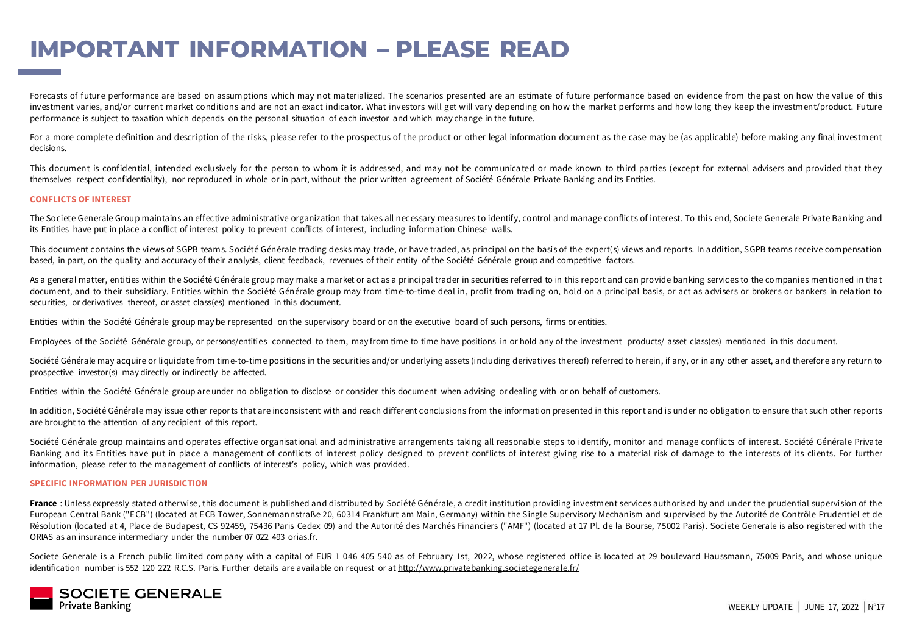# IMPORTANT INFORMATION – PLEASE READ

Forecasts of future performance are based on assumptions which may not materialized. The scenarios presented are an estimate of future performance based on evidence from the past on how the value of this investment varies, and/or current market conditions and are not an exact indicator. What investors will get will vary depending on how the market performs and how long they keep the investment/product. Future performance is subject to taxation which depends on the personal situation of each investor and which may change in the future.

For a more complete definition and description of the risks, please refer to the prospectus of the product or other legal information document as the case may be (as applicable) before making any final investment decisions.

This document is confidential, intended exclusively for the person to whom it is addressed, and may not be communicated or made known to third parties (except for external advisers and provided that they themselves respect confidentiality), nor reproduced in whole or in part, without the prior written agreement of Société Générale Private Banking and its Entities.

## CONFLICTS OF INTEREST

The Societe Generale Group maintains an effective administrative organization that takes all necessary measures to identify, control and manage conflicts of interest. To this end, Societe Generale Private Banking and its Entities have put in place a conflict of interest policy to prevent conflicts of interest, including information Chinese walls.

This document contains the views of SGPB teams. Société Générale trading desks may trade, or have traded, as principal on the basis of the expert(s) views and reports. In addition, SGPB teams receive compensation based, in part, on the quality and accuracy of their analysis, client feedback, revenues of their entity of the Société Générale group and competitive factors.

As a general matter, entities within the Société Générale group may make a market or act as a principal trader in securities referred to in this report and can provide banking services to the companies mentioned in that document, and to their subsidiary. Entities within the Société Générale group may from time-to-time deal in, profit from trading on, hold on a principal basis, or act as advisers or brokers or bankers in relation to securities, or derivatives thereof, or asset class(es) mentioned in this document.

Entities within the Société Générale group may be represented on the supervisory board or on the executive board of such persons, firms or entities.

Employees of the Société Générale group, or persons/entities connected to them, may from time to time have positions in or hold any of the investment products/ asset class(es) mentioned in this document.

Société Générale may acquire or liquidate from time-to-time positions in the securities and/or underlying assets (including derivatives thereof) referred to herein, if any, or in any other asset, and therefore any return to prospective investor(s) may directly or indirectly be affected.

Entities within the Société Générale group are under no obligation to disclose or consider this document when advising or dealing with or on behalf of customers.

In addition, Société Générale may issue other reports that are inconsistent with and reach different conclusions from the information presented in this report and is under no obligation to ensure that such other reports are brought to the attention of any recipient of this report.

Société Générale group maintains and operates effective organisational and administrative arrangements taking all reasonable steps to identify, monitor and manage conflicts of interest. Société Générale Private Banking and its Entities have put in place a management of conflicts of interest policy designed to prevent conflicts of interest giving rise to a material risk of damage to the interests of its clients. For further information, please refer to the management of conflicts of interest's policy, which was provided.

## SPECIFIC INFORMATION PER JURISDICTION

**France** : Unless expressly stated otherwise, this document is published and distributed by Société Générale, a credit institution providing investment services authorised by and under the prudential supervision of the European Central Bank ("ECB") (located at ECB Tower, Sonnemannstraße 20, 60314 Frankfurt am Main, Germany) within the Single Supervisory Mechanism and supervised by the Autorité de Contrôle Prudentiel et de Résolution (located at 4, Place de Budapest, CS 92459, 75436 Paris Cedex 09) and the Autorité des Marchés Financiers ("AMF") (located at 17 Pl. de la Bourse, 75002 Paris). Societe Generale is also registered with the ORIAS as an insurance intermediary under the number 07 022 493 orias.fr.

Societe Generale is a French public limited company with a capital of EUR 1 046 405 540 as of February 1st, 2022, whose registered office is located at 29 boulevard Haussmann, 75009 Paris, and whose unique identification number is 552 120 222 R.C.S. Paris. Further details are available on request or at http://www.privatebanking.societegenerale.fr/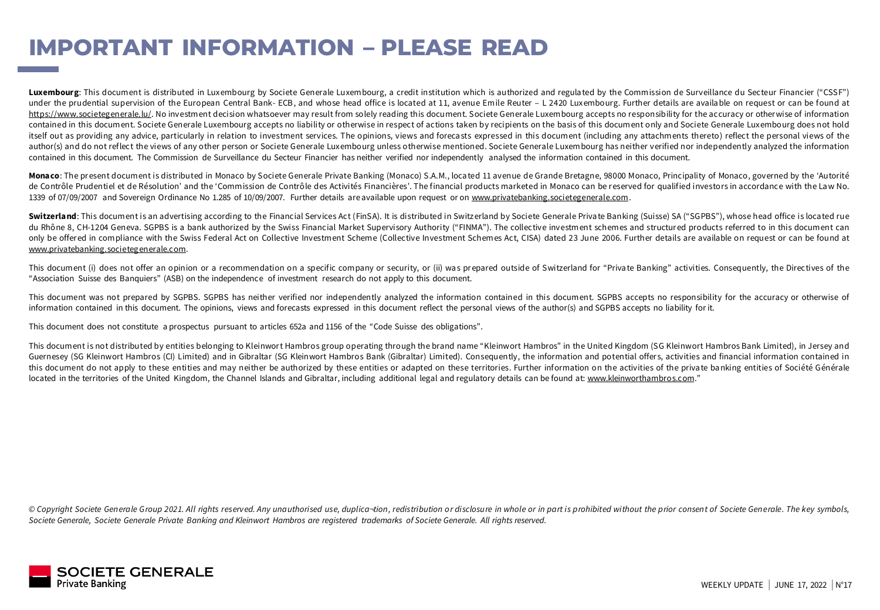# IMPORTANT INFORMATION – PLEASE READ

**Luxembourg**: This document is distributed in Luxembourg by Societe Generale Luxembourg, a credit institution which is authorized and regulated by the Commission de Surveillance du Secteur Financier ("CSSF") under the prudential supervision of the European Central Bank- ECB, and whose head office is located at 11, avenue Emile Reuter – L 2420 Luxembourg. Further details are available on request or can be found at https://www.societegenerale.lu/. No investment decision whatsoever may result from solely reading this document. Societe Generale Luxembourg accepts no responsibility for the accuracy or otherwise of information contained in this document. Societe Generale Luxembourg accepts no liability or otherwise in respect of actions taken by recipients on the basis of this document only and Societe Generale Luxembourg does not hold itself out as providing any advice, particularly in relation to investment services. The opinions, views and forecasts expressed in this document (including any attachments thereto) reflect the personal views of the author(s) and do not reflect the views of any other person or Societe Generale Luxembourg unless otherwise mentioned. Societe Generale Luxembourg has neither verified nor independently analyzed the information contained in this document. The Commission de Surveillance du Secteur Financier has neither verified nor independently analysed the information contained in this document.

**Monaco**: The present document is distributed in Monaco by Societe Generale Private Banking (Monaco) S.A.M., located 11 avenue de Grande Bretagne, 98000 Monaco, Principality of Monaco, governed by the 'Autorité de Contrôle Prudentiel et de Résolution' and the 'Commission de Contrôle des Activités Financières'. The financial products marketed in Monaco can be reserved for qualified investors in accordance with the Law No. 1339 of 07/09/2007 and Sovereign Ordinance No 1.285 of 10/09/2007. Further details are available upon request or on www.privatebanking.societegenerale.com.

**Switzerland**: This document is an advertising according to the Financial Services Act (FinSA). It is distributed in Switzerland by Societe Generale Private Banking (Suisse) SA ("SGPBS"), whose head office is located rue du Rhône 8, CH-1204 Geneva. SGPBS is a bank authorized by the Swiss Financial Market Supervisory Authority ("FINMA"). The collective investment schemes and structured products referred to in this document can only be offered in compliance with the Swiss Federal Act on Collective Investment Scheme (Collective Investment Schemes Act, CISA) dated 23 June 2006. Further details are available on request or can be found at www.privatebanking.societegenerale.com.

This document (i) does not offer an opinion or a recommendation on a specific company or security, or (ii) was prepared outside of Switzerland for "Private Banking" activities. Consequently, the Directives of the "Association Suisse des Banquiers" (ASB) on the independence of investment research do not apply to this document.

This document was not prepared by SGPBS. SGPBS has neither verified nor independently analyzed the information contained in this document. SGPBS accepts no responsibility for the accuracy or otherwise of information contained in this document. The opinions, views and forecasts expressed in this document reflect the personal views of the author(s) and SGPBS accepts no liability for it.

This document does not constitute a prospectus pursuant to articles 652a and 1156 of the "Code Suisse des obligations".

This document is not distributed by entities belonging to Kleinwort Hambros group operating through the brand name "Kleinwort Hambros" in the United Kingdom (SG Kleinwort Hambros Bank Limited), in Jersey and Guernesey (SG Kleinwort Hambros (CI) Limited) and in Gibraltar (SG Kleinwort Hambros Bank (Gibraltar) Limited). Consequently, the information and potential offers, activities and financial information contained in this document do not apply to these entities and may neither be authorized by these entities or adapted on these territories. Further information on the activities of the private banking entities of Société Générale located in the territories of the United Kingdom, the Channel Islands and Gibraltar, including additional legal and regulatory details can be found at: www.kleinworthambros.com."

*© Copyright Societe Generale Group 2021. All rights reserved. Any unauthorised use, duplica¬tion, redistribution or disclosure in whole or in part is prohibited without the prior consent of Societe Generale. The key symbols, Societe Generale, Societe Generale Private Banking and Kleinwort Hambros are registered trademarks of Societe Generale. All rights reserved.*

SOCIETE GENERALE Private Banking

WEEKLY UPDATE | JUNE 17, 2022 | N°17